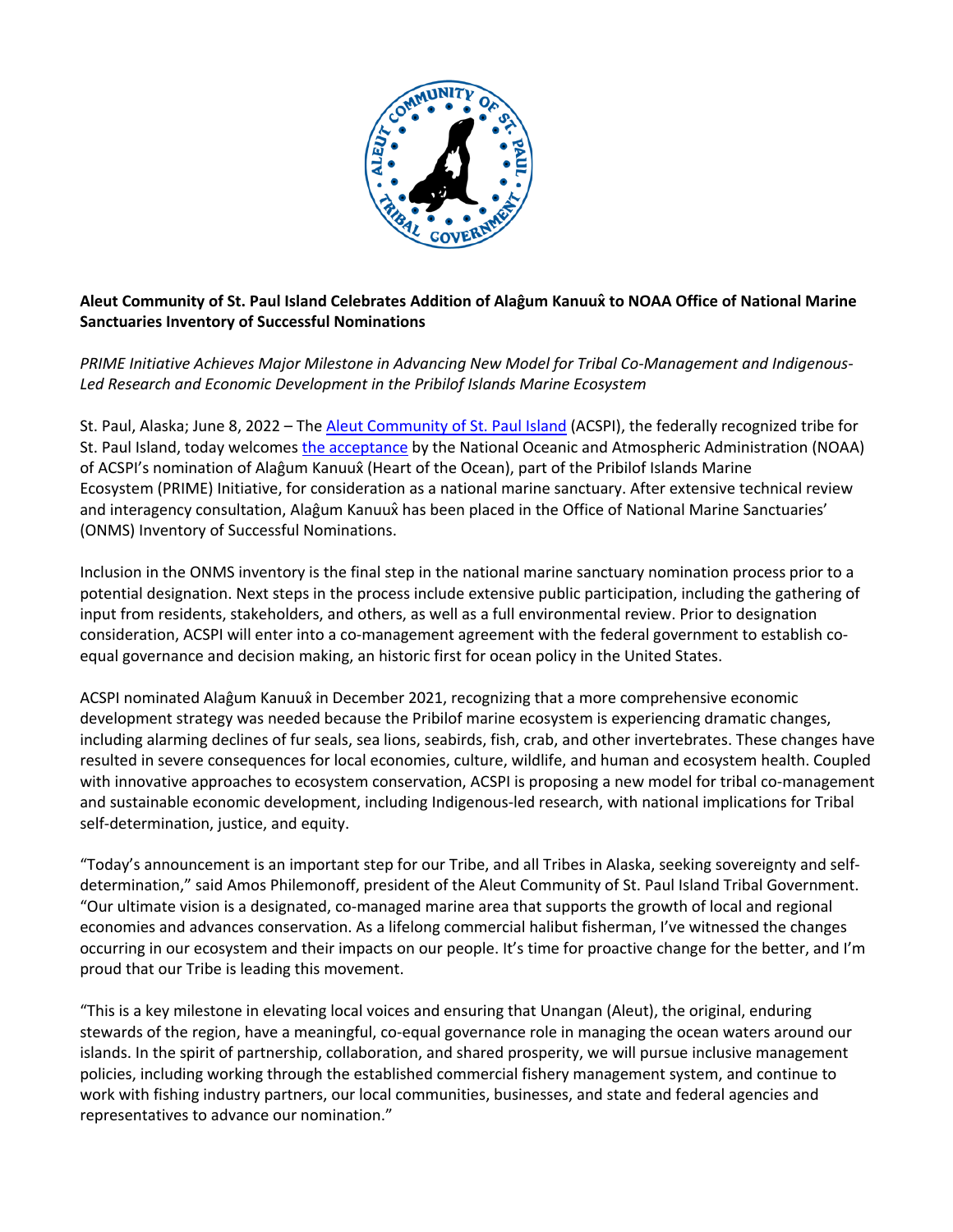**Aleut Community of St. Paul Island Celebrates Addition of Alaĝum Kanuux̂ to NOAA Office of National Marine Sanctuaries Inventory of Successful Nominations**

*PRIME Initiative Achieves Major Milestone in Advancing New Model for Tribal Co-Management and Indigenous-Led Research and Economic Development in the Pribilof Islands Marine Ecosystem*

St. Paul, Alaska; June 8, 2022 – The [Aleut Community of St. Paul Island] (ACSPI), the federally recognized tribe for St. Paul Island, today welcomes [the acceptance] by the National Oceanic and Atmospheric Administration (NOAA) of ACSPI's nomination of Alaĝum Kanuux̂ (Heart of the Ocean), part of the Pribilof Islands Marine Ecosystem (PRIME) Initiative, for consideration as a national marine sanctuary. After extensive technical review and interagency consultation, Alaĝum Kanuux̂ has been placed in the Office of National Marine Sanctuaries' (ONMS) Inventory of Successful Nominations.

Inclusion in the ONMS inventory is the final step in the national marine sanctuary nomination process prior to a potential designation. Next steps in the process include extensive public participation, including the gathering of input from residents, stakeholders, and others, as well as a full environmental review. Prior to designation consideration, ACSPI will enter into a co-management agreement with the federal government to establish co-equal governance and decision making, an historic first for ocean policy in the United States.

ACSPI nominated Alaĝum Kanuux̂ in December 2021, recognizing that a more comprehensive economic development strategy was needed because the Pribilof marine ecosystem is experiencing dramatic changes, including alarming declines of fur seals, sea lions, seabirds, fish, crab, and other invertebrates. These changes have resulted in severe consequences for local economies, culture, wildlife, and human and ecosystem health. Coupled with innovative approaches to ecosystem conservation, ACSPI is proposing a new model for tribal co-management and sustainable economic development, including Indigenous-led research, with national implications for Tribal self-determination, justice, and equity.

"Today's announcement is an important step for our Tribe, and all Tribes in Alaska, seeking sovereignty and self-determination," said Amos Philemonoff, president of the Aleut Community of St. Paul Island Tribal Government. "Our ultimate vision is a designated, co-managed marine area that supports the growth of local and regional economies and advances conservation. As a lifelong commercial halibut fisherman, I've witnessed the changes occurring in our ecosystem and their impacts on our people. It's time for proactive change for the better, and I'm proud that our Tribe is leading this movement.

"This is a key milestone in elevating local voices and ensuring that Unangan (Aleut), the original, enduring stewards of the region, have a meaningful, co-equal governance role in managing the ocean waters around our islands. In the spirit of partnership, collaboration, and shared prosperity, we will pursue inclusive management policies, including working through the established commercial fishery management system, and continue to work with fishing industry partners, our local communities, businesses, and state and federal agencies and representatives to advance our nomination."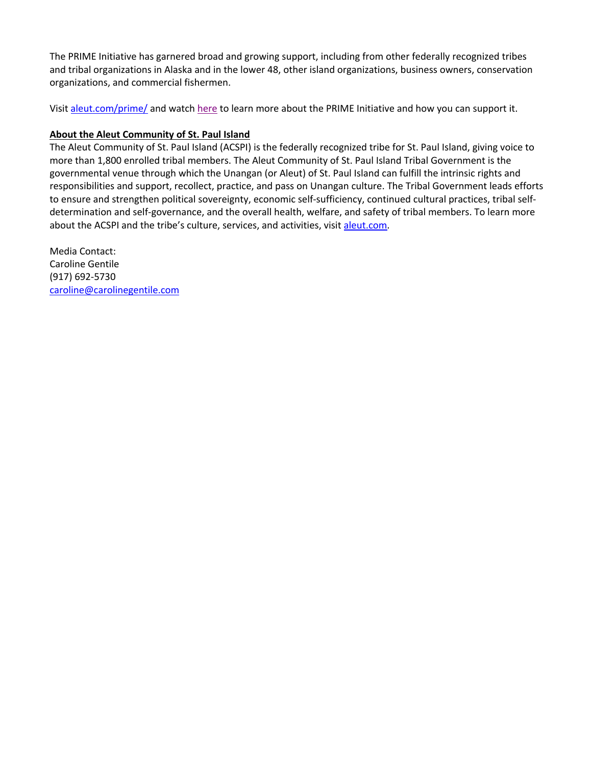The PRIME Initiative has garnered broad and growing support, including from other federally recognized tribes and tribal organizations in Alaska and in the lower 48, other island organizations, business owners, conservation organizations, and commercial fishermen.

Visit aleut.com/prime/ and watch here to learn more about the PRIME Initiative and how you can support it.

**About the Aleut Community of St. Paul Island**

The Aleut Community of St. Paul Island (ACSPI) is the federally recognized tribe for St. Paul Island, giving voice to more than 1,800 enrolled tribal members. The Aleut Community of St. Paul Island Tribal Government is the governmental venue through which the Unangan (or Aleut) of St. Paul Island can fulfill the intrinsic rights and responsibilities and support, recollect, practice, and pass on Unangan culture. The Tribal Government leads efforts to ensure and strengthen political sovereignty, economic self-sufficiency, continued cultural practices, tribal self-determination and self-governance, and the overall health, welfare, and safety of tribal members. To learn more about the ACSPI and the tribe's culture, services, and activities, visit aleut.com.

Media Contact:
Caroline Gentile
(917) 692-5730
caroline@carolinegentile.com